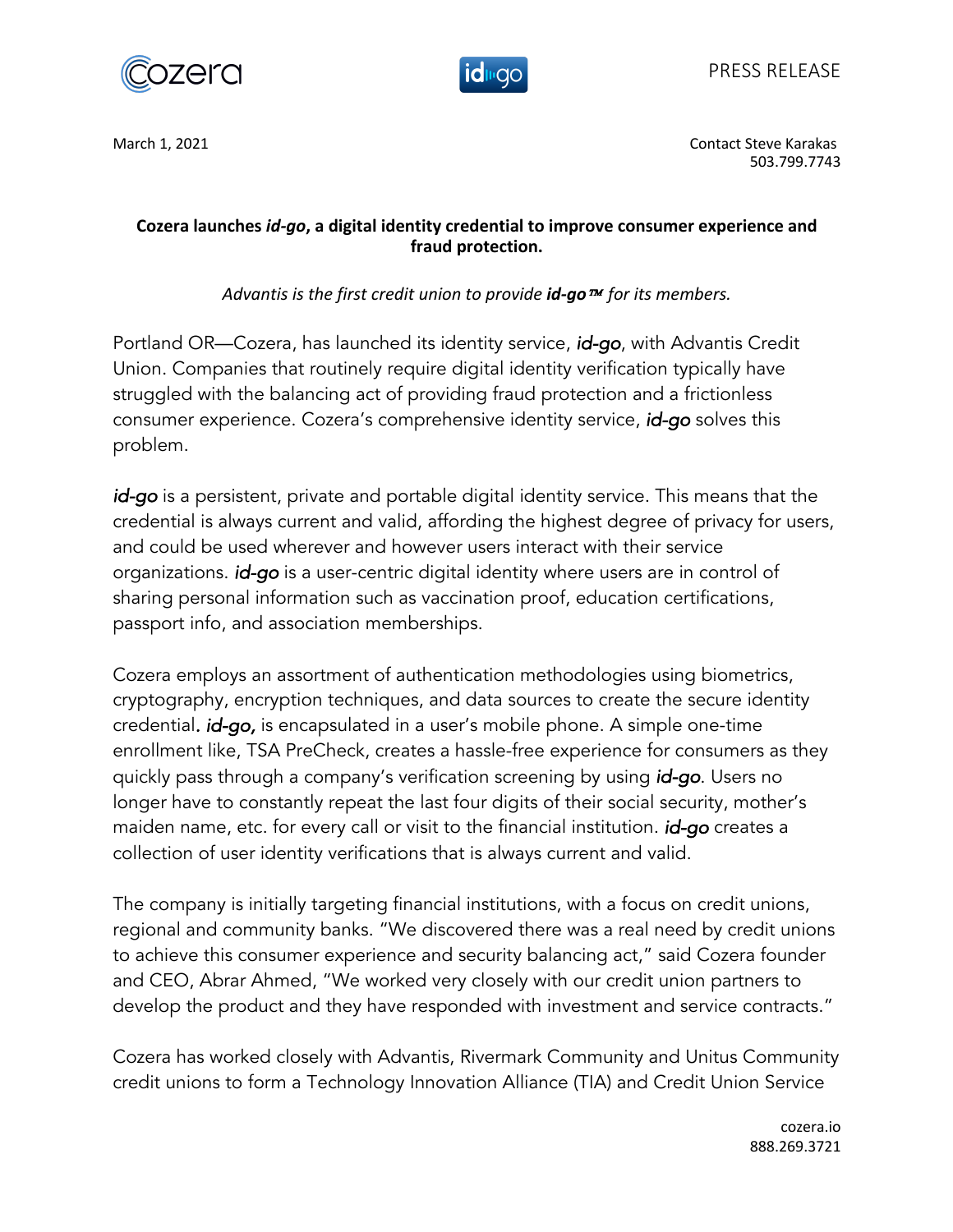PRESS RELEASE

March 1, 2021

Contact Steve Karakas
503.799.7743

**Cozera launches *id-go*, a digital identity credential to improve consumer experience and fraud protection.**

*Advantis is the first credit union to provide **id-go™** for its members.*

Portland OR—Cozera, has launched its identity service, ***id-go***, with Advantis Credit Union. Companies that routinely require digital identity verification typically have struggled with the balancing act of providing fraud protection and a frictionless consumer experience. Cozera's comprehensive identity service, ***id-go*** solves this problem.

***id-go*** is a persistent, private and portable digital identity service. This means that the credential is always current and valid, affording the highest degree of privacy for users, and could be used wherever and however users interact with their service organizations. ***id-go*** is a user-centric digital identity where users are in control of sharing personal information such as vaccination proof, education certifications, passport info, and association memberships.

Cozera employs an assortment of authentication methodologies using biometrics, cryptography, encryption techniques, and data sources to create the secure identity credential. ***id-go,*** is encapsulated in a user's mobile phone. A simple one-time enrollment like, TSA PreCheck, creates a hassle-free experience for consumers as they quickly pass through a company's verification screening by using ***id-go***. Users no longer have to constantly repeat the last four digits of their social security, mother's maiden name, etc. for every call or visit to the financial institution. ***id-go*** creates a collection of user identity verifications that is always current and valid.

The company is initially targeting financial institutions, with a focus on credit unions, regional and community banks. "We discovered there was a real need by credit unions to achieve this consumer experience and security balancing act," said Cozera founder and CEO, Abrar Ahmed, "We worked very closely with our credit union partners to develop the product and they have responded with investment and service contracts."

Cozera has worked closely with Advantis, Rivermark Community and Unitus Community credit unions to form a Technology Innovation Alliance (TIA) and Credit Union Service

cozera.io
888.269.3721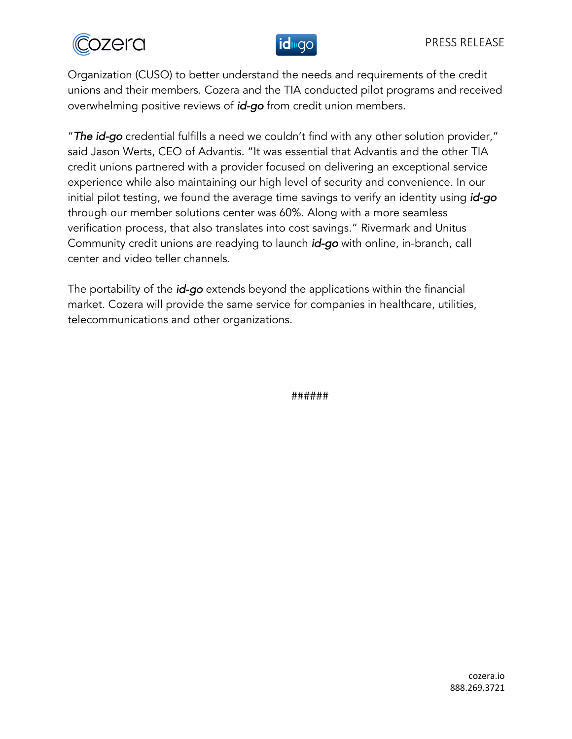Organization (CUSO) to better understand the needs and requirements of the credit unions and their members. Cozera and the TIA conducted pilot programs and received overwhelming positive reviews of ***id-go*** from credit union members.

"***The id-go*** credential fulfills a need we couldn't find with any other solution provider," said Jason Werts, CEO of Advantis. "It was essential that Advantis and the other TIA credit unions partnered with a provider focused on delivering an exceptional service experience while also maintaining our high level of security and convenience. In our initial pilot testing, we found the average time savings to verify an identity using ***id-go*** through our member solutions center was 60%. Along with a more seamless verification process, that also translates into cost savings." Rivermark and Unitus Community credit unions are readying to launch ***id-go*** with online, in-branch, call center and video teller channels.

The portability of the ***id-go*** extends beyond the applications within the financial market. Cozera will provide the same service for companies in healthcare, utilities, telecommunications and other organizations.

######

cozera.io
888.269.3721